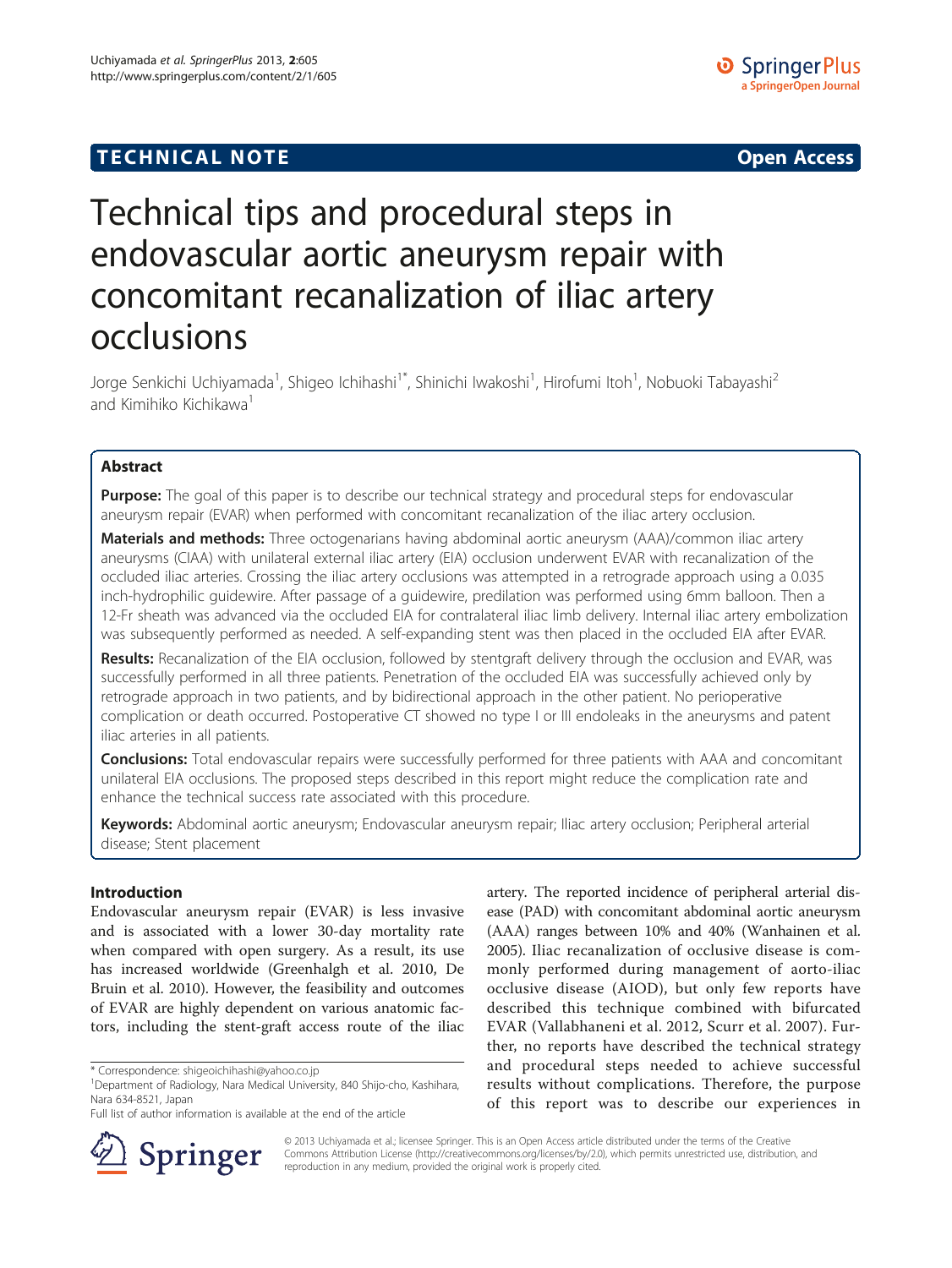**TECHNICAL NOTE** **Open Access**

# Technical tips and procedural steps in endovascular aortic aneurysm repair with concomitant recanalization of iliac artery occlusions

Jorge Senkichi Uchiyamada[1], Shigeo Ichihashi[1*], Shinichi Iwakoshi[1], Hirofumi Itoh[1], Nobuoki Tabayashi[2] and Kimihiko Kichikawa[1]

## Abstract

**Purpose:** The goal of this paper is to describe our technical strategy and procedural steps for endovascular aneurysm repair (EVAR) when performed with concomitant recanalization of the iliac artery occlusion.

**Materials and methods:** Three octogenarians having abdominal aortic aneurysm (AAA)/common iliac artery aneurysms (CIAA) with unilateral external iliac artery (EIA) occlusion underwent EVAR with recanalization of the occluded iliac arteries. Crossing the iliac artery occlusions was attempted in a retrograde approach using a 0.035 inch-hydrophilic guidewire. After passage of a guidewire, predilation was performed using 6mm balloon. Then a 12-Fr sheath was advanced via the occluded EIA for contralateral iliac limb delivery. Internal iliac artery embolization was subsequently performed as needed. A self-expanding stent was then placed in the occluded EIA after EVAR.

**Results:** Recanalization of the EIA occlusion, followed by stentgraft delivery through the occlusion and EVAR, was successfully performed in all three patients. Penetration of the occluded EIA was successfully achieved only by retrograde approach in two patients, and by bidirectional approach in the other patient. No perioperative complication or death occurred. Postoperative CT showed no type I or III endoleaks in the aneurysms and patent iliac arteries in all patients.

**Conclusions:** Total endovascular repairs were successfully performed for three patients with AAA and concomitant unilateral EIA occlusions. The proposed steps described in this report might reduce the complication rate and enhance the technical success rate associated with this procedure.

**Keywords:** Abdominal aortic aneurysm; Endovascular aneurysm repair; Iliac artery occlusion; Peripheral arterial disease; Stent placement

## Introduction

Endovascular aneurysm repair (EVAR) is less invasive and is associated with a lower 30-day mortality rate when compared with open surgery. As a result, its use has increased worldwide (Greenhalgh et al. 2010, De Bruin et al. 2010). However, the feasibility and outcomes of EVAR are highly dependent on various anatomic factors, including the stent-graft access route of the iliac artery. The reported incidence of peripheral arterial disease (PAD) with concomitant abdominal aortic aneurysm (AAA) ranges between 10% and 40% (Wanhainen et al. 2005). Iliac recanalization of occlusive disease is commonly performed during management of aorto-iliac occlusive disease (AIOD), but only few reports have described this technique combined with bifurcated EVAR (Vallabhaneni et al. 2012, Scurr et al. 2007). Further, no reports have described the technical strategy and procedural steps needed to achieve successful results without complications. Therefore, the purpose of this report was to describe our experiences in

\* Correspondence: shigeoichihashi@yahoo.co.jp
[1]Department of Radiology, Nara Medical University, 840 Shijo-cho, Kashihara, Nara 634-8521, Japan
Full list of author information is available at the end of the article

© 2013 Uchiyamada et al.; licensee Springer. This is an Open Access article distributed under the terms of the Creative Commons Attribution License (http://creativecommons.org/licenses/by/2.0), which permits unrestricted use, distribution, and reproduction in any medium, provided the original work is properly cited.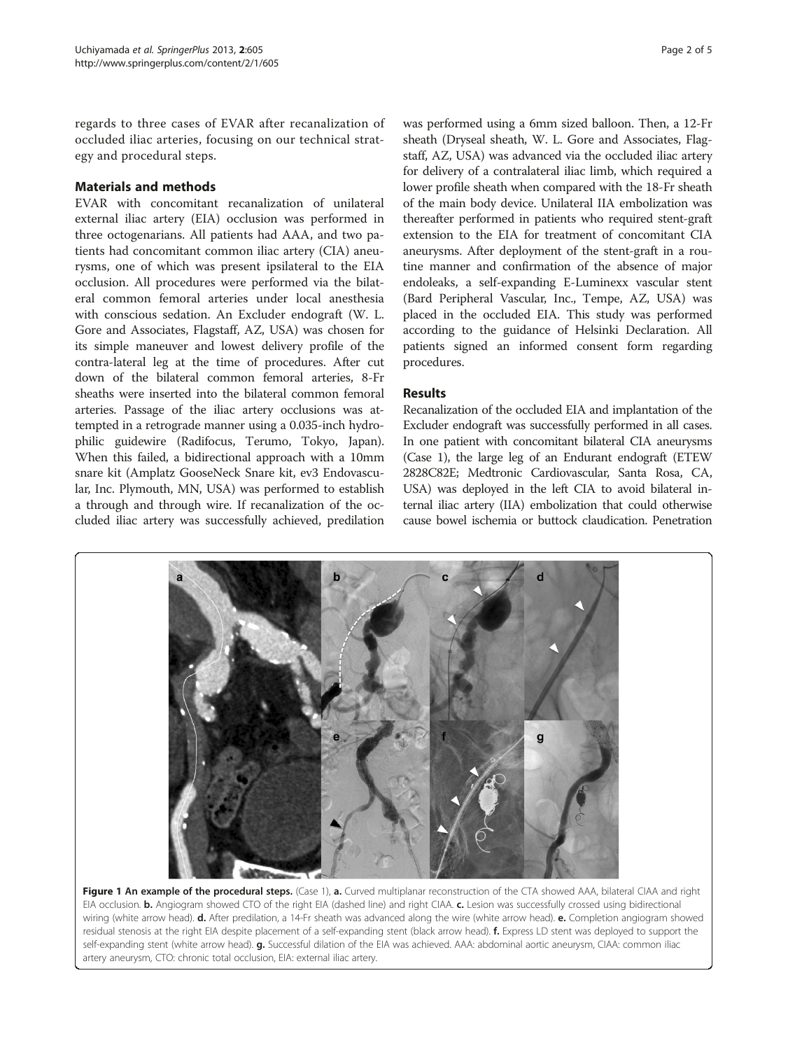regards to three cases of EVAR after recanalization of occluded iliac arteries, focusing on our technical strategy and procedural steps.

## Materials and methods

EVAR with concomitant recanalization of unilateral external iliac artery (EIA) occlusion was performed in three octogenarians. All patients had AAA, and two patients had concomitant common iliac artery (CIA) aneurysms, one of which was present ipsilateral to the EIA occlusion. All procedures were performed via the bilateral common femoral arteries under local anesthesia with conscious sedation. An Excluder endograft (W. L. Gore and Associates, Flagstaff, AZ, USA) was chosen for its simple maneuver and lowest delivery profile of the contra-lateral leg at the time of procedures. After cut down of the bilateral common femoral arteries, 8-Fr sheaths were inserted into the bilateral common femoral arteries. Passage of the iliac artery occlusions was attempted in a retrograde manner using a 0.035-inch hydrophilic guidewire (Radifocus, Terumo, Tokyo, Japan). When this failed, a bidirectional approach with a 10mm snare kit (Amplatz GooseNeck Snare kit, ev3 Endovascular, Inc. Plymouth, MN, USA) was performed to establish a through and through wire. If recanalization of the occluded iliac artery was successfully achieved, predilation was performed using a 6mm sized balloon. Then, a 12-Fr sheath (Dryseal sheath, W. L. Gore and Associates, Flagstaff, AZ, USA) was advanced via the occluded iliac artery for delivery of a contralateral iliac limb, which required a lower profile sheath when compared with the 18-Fr sheath of the main body device. Unilateral IIA embolization was thereafter performed in patients who required stent-graft extension to the EIA for treatment of concomitant CIA aneurysms. After deployment of the stent-graft in a routine manner and confirmation of the absence of major endoleaks, a self-expanding E-Luminexx vascular stent (Bard Peripheral Vascular, Inc., Tempe, AZ, USA) was placed in the occluded EIA. This study was performed according to the guidance of Helsinki Declaration. All patients signed an informed consent form regarding procedures.

## Results

Recanalization of the occluded EIA and implantation of the Excluder endograft was successfully performed in all cases. In one patient with concomitant bilateral CIA aneurysms (Case 1), the large leg of an Endurant endograft (ETEW 2828C82E; Medtronic Cardiovascular, Santa Rosa, CA, USA) was deployed in the left CIA to avoid bilateral internal iliac artery (IIA) embolization that could otherwise cause bowel ischemia or buttock claudication. Penetration

**Figure 1 An example of the procedural steps.** (Case 1), **a.** Curved multiplanar reconstruction of the CTA showed AAA, bilateral CIAA and right EIA occlusion. **b.** Angiogram showed CTO of the right EIA (dashed line) and right CIAA. **c.** Lesion was successfully crossed using bidirectional wiring (white arrow head). **d.** After predilation, a 14-Fr sheath was advanced along the wire (white arrow head). **e.** Completion angiogram showed residual stenosis at the right EIA despite placement of a self-expanding stent (black arrow head). **f.** Express LD stent was deployed to support the self-expanding stent (white arrow head). **g.** Successful dilation of the EIA was achieved. AAA: abdominal aortic aneurysm, CIAA: common iliac artery aneurysm, CTO: chronic total occlusion, EIA: external iliac artery.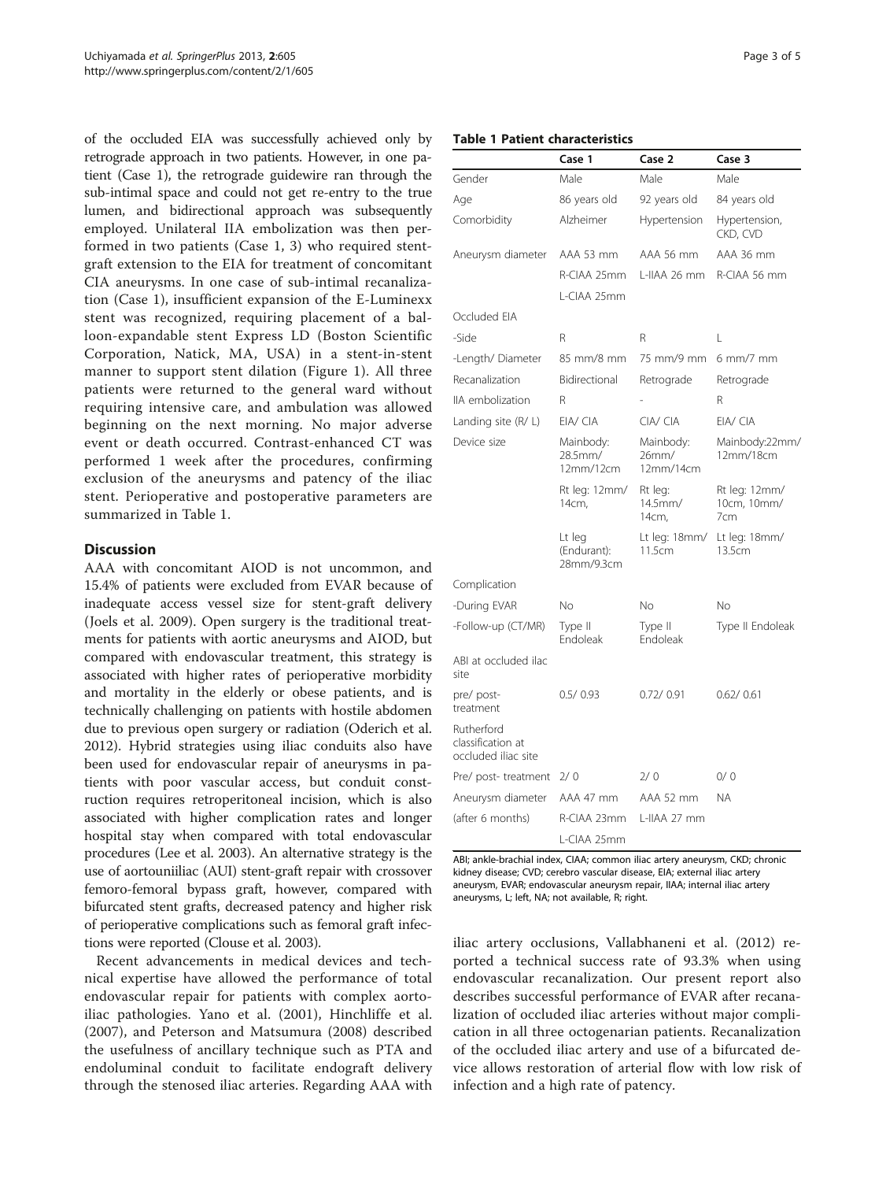of the occluded EIA was successfully achieved only by retrograde approach in two patients. However, in one patient (Case 1), the retrograde guidewire ran through the sub-intimal space and could not get re-entry to the true lumen, and bidirectional approach was subsequently employed. Unilateral IIA embolization was then performed in two patients (Case 1, 3) who required stent-graft extension to the EIA for treatment of concomitant CIA aneurysms. In one case of sub-intimal recanalization (Case 1), insufficient expansion of the E-Luminexx stent was recognized, requiring placement of a balloon-expandable stent Express LD (Boston Scientific Corporation, Natick, MA, USA) in a stent-in-stent manner to support stent dilation (Figure 1). All three patients were returned to the general ward without requiring intensive care, and ambulation was allowed beginning on the next morning. No major adverse event or death occurred. Contrast-enhanced CT was performed 1 week after the procedures, confirming exclusion of the aneurysms and patency of the iliac stent. Perioperative and postoperative parameters are summarized in Table 1.

**Table 1 Patient characteristics**

| | Case 1 | Case 2 | Case 3 |
|---|---|---|---|
| Gender | Male | Male | Male |
| Age | 86 years old | 92 years old | 84 years old |
| Comorbidity | Alzheimer | Hypertension | Hypertension, CKD, CVD |
| Aneurysm diameter | AAA 53 mm | AAA 56 mm | AAA 36 mm |
| | R-CIAA 25mm | L-IIAA 26 mm | R-CIAA 56 mm |
| | L-CIAA 25mm | | |
| Occluded EIA | | | |
| -Side | R | R | L |
| -Length/ Diameter | 85 mm/8 mm | 75 mm/9 mm | 6 mm/7 mm |
| Recanalization | Bidirectional | Retrograde | Retrograde |
| IIA embolization | R | - | R |
| Landing site (R/ L) | EIA/ CIA | CIA/ CIA | EIA/ CIA |
| Device size | Mainbody: 28.5mm/ 12mm/12cm | Mainbody: 26mm/ 12mm/14cm | Mainbody:22mm/ 12mm/18cm |
| | Rt leg: 12mm/ 14cm, | Rt leg: 14.5mm/ 14cm, | Rt leg: 12mm/ 10cm, 10mm/ 7cm |
| | Lt leg (Endurant): 28mm/9.3cm | Lt leg: 18mm/ 11.5cm | Lt leg: 18mm/ 13.5cm |
| Complication | | | |
| -During EVAR | No | No | No |
| -Follow-up (CT/MR) | Type II Endoleak | Type II Endoleak | Type II Endoleak |
| ABI at occluded ilac site | | | |
| pre/ post-treatment | 0.5/ 0.93 | 0.72/ 0.91 | 0.62/ 0.61 |
| Rutherford classification at occluded iliac site | | | |
| Pre/ post- treatment | 2/ 0 | 2/ 0 | 0/ 0 |
| Aneurysm diameter | AAA 47 mm | AAA 52 mm | NA |
| (after 6 months) | R-CIAA 23mm | L-IIAA 27 mm | |
| | L-CIAA 25mm | | |

ABI; ankle-brachial index, CIAA; common iliac artery aneurysm, CKD; chronic kidney disease; CVD; cerebro vascular disease, EIA; external iliac artery aneurysm, EVAR; endovascular aneurysm repair, IIAA; internal iliac artery aneurysms, L; left, NA; not available, R; right.

## Discussion

AAA with concomitant AIOD is not uncommon, and 15.4% of patients were excluded from EVAR because of inadequate access vessel size for stent-graft delivery (Joels et al. 2009). Open surgery is the traditional treatments for patients with aortic aneurysms and AIOD, but compared with endovascular treatment, this strategy is associated with higher rates of perioperative morbidity and mortality in the elderly or obese patients, and is technically challenging on patients with hostile abdomen due to previous open surgery or radiation (Oderich et al. 2012). Hybrid strategies using iliac conduits also have been used for endovascular repair of aneurysms in patients with poor vascular access, but conduit construction requires retroperitoneal incision, which is also associated with higher complication rates and longer hospital stay when compared with total endovascular procedures (Lee et al. 2003). An alternative strategy is the use of aortouniiliac (AUI) stent-graft repair with crossover femoro-femoral bypass graft, however, compared with bifurcated stent grafts, decreased patency and higher risk of perioperative complications such as femoral graft infections were reported (Clouse et al. 2003).

Recent advancements in medical devices and technical expertise have allowed the performance of total endovascular repair for patients with complex aorto-iliac pathologies. Yano et al. (2001), Hinchliffe et al. (2007), and Peterson and Matsumura (2008) described the usefulness of ancillary technique such as PTA and endoluminal conduit to facilitate endograft delivery through the stenosed iliac arteries. Regarding AAA with iliac artery occlusions, Vallabhaneni et al. (2012) reported a technical success rate of 93.3% when using endovascular recanalization. Our present report also describes successful performance of EVAR after recanalization of occluded iliac arteries without major complication in all three octogenarian patients. Recanalization of the occluded iliac artery and use of a bifurcated device allows restoration of arterial flow with low risk of infection and a high rate of patency.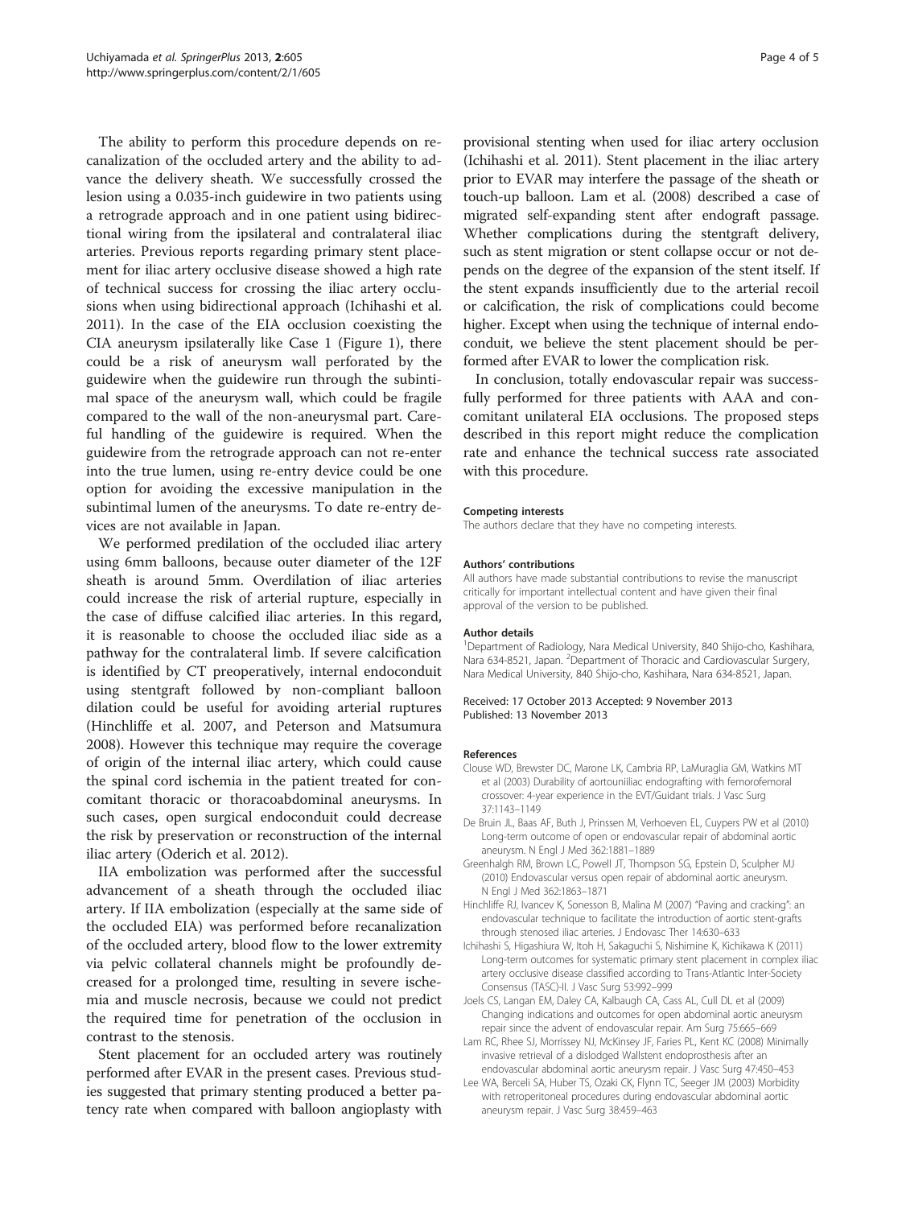The ability to perform this procedure depends on recanalization of the occluded artery and the ability to advance the delivery sheath. We successfully crossed the lesion using a 0.035-inch guidewire in two patients using a retrograde approach and in one patient using bidirectional wiring from the ipsilateral and contralateral iliac arteries. Previous reports regarding primary stent placement for iliac artery occlusive disease showed a high rate of technical success for crossing the iliac artery occlusions when using bidirectional approach (Ichihashi et al. 2011). In the case of the EIA occlusion coexisting the CIA aneurysm ipsilaterally like Case 1 (Figure 1), there could be a risk of aneurysm wall perforated by the guidewire when the guidewire run through the subintimal space of the aneurysm wall, which could be fragile compared to the wall of the non-aneurysmal part. Careful handling of the guidewire is required. When the guidewire from the retrograde approach can not re-enter into the true lumen, using re-entry device could be one option for avoiding the excessive manipulation in the subintimal lumen of the aneurysms. To date re-entry devices are not available in Japan.

We performed predilation of the occluded iliac artery using 6mm balloons, because outer diameter of the 12F sheath is around 5mm. Overdilation of iliac arteries could increase the risk of arterial rupture, especially in the case of diffuse calcified iliac arteries. In this regard, it is reasonable to choose the occluded iliac side as a pathway for the contralateral limb. If severe calcification is identified by CT preoperatively, internal endoconduit using stentgraft followed by non-compliant balloon dilation could be useful for avoiding arterial ruptures (Hinchliffe et al. 2007, and Peterson and Matsumura 2008). However this technique may require the coverage of origin of the internal iliac artery, which could cause the spinal cord ischemia in the patient treated for concomitant thoracic or thoracoabdominal aneurysms. In such cases, open surgical endoconduit could decrease the risk by preservation or reconstruction of the internal iliac artery (Oderich et al. 2012).

IIA embolization was performed after the successful advancement of a sheath through the occluded iliac artery. If IIA embolization (especially at the same side of the occluded EIA) was performed before recanalization of the occluded artery, blood flow to the lower extremity via pelvic collateral channels might be profoundly decreased for a prolonged time, resulting in severe ischemia and muscle necrosis, because we could not predict the required time for penetration of the occlusion in contrast to the stenosis.

Stent placement for an occluded artery was routinely performed after EVAR in the present cases. Previous studies suggested that primary stenting produced a better patency rate when compared with balloon angioplasty with provisional stenting when used for iliac artery occlusion (Ichihashi et al. 2011). Stent placement in the iliac artery prior to EVAR may interfere the passage of the sheath or touch-up balloon. Lam et al. (2008) described a case of migrated self-expanding stent after endograft passage. Whether complications during the stentgraft delivery, such as stent migration or stent collapse occur or not depends on the degree of the expansion of the stent itself. If the stent expands insufficiently due to the arterial recoil or calcification, the risk of complications could become higher. Except when using the technique of internal endoconduit, we believe the stent placement should be performed after EVAR to lower the complication risk.

In conclusion, totally endovascular repair was successfully performed for three patients with AAA and concomitant unilateral EIA occlusions. The proposed steps described in this report might reduce the complication rate and enhance the technical success rate associated with this procedure.

#### Competing interests

The authors declare that they have no competing interests.

#### Authors' contributions

All authors have made substantial contributions to revise the manuscript critically for important intellectual content and have given their final approval of the version to be published.

#### Author details

[1]Department of Radiology, Nara Medical University, 840 Shijo-cho, Kashihara, Nara 634-8521, Japan. [2]Department of Thoracic and Cardiovascular Surgery, Nara Medical University, 840 Shijo-cho, Kashihara, Nara 634-8521, Japan.

Received: 17 October 2013 Accepted: 9 November 2013
Published: 13 November 2013

#### References

- Clouse WD, Brewster DC, Marone LK, Cambria RP, LaMuraglia GM, Watkins MT et al (2003) Durability of aortouniiliac endografting with femorofemoral crossover: 4-year experience in the EVT/Guidant trials. J Vasc Surg 37:1143–1149
- De Bruin JL, Baas AF, Buth J, Prinssen M, Verhoeven EL, Cuypers PW et al (2010) Long-term outcome of open or endovascular repair of abdominal aortic aneurysm. N Engl J Med 362:1881–1889
- Greenhalgh RM, Brown LC, Powell JT, Thompson SG, Epstein D, Sculpher MJ (2010) Endovascular versus open repair of abdominal aortic aneurysm. N Engl J Med 362:1863–1871
- Hinchliffe RJ, Ivancev K, Sonesson B, Malina M (2007) "Paving and cracking": an endovascular technique to facilitate the introduction of aortic stent-grafts through stenosed iliac arteries. J Endovasc Ther 14:630–633
- Ichihashi S, Higashiura W, Itoh H, Sakaguchi S, Nishimine K, Kichikawa K (2011) Long-term outcomes for systematic primary stent placement in complex iliac artery occlusive disease classified according to Trans-Atlantic Inter-Society Consensus (TASC)-II. J Vasc Surg 53:992–999
- Joels CS, Langan EM, Daley CA, Kalbaugh CA, Cass AL, Cull DL et al (2009) Changing indications and outcomes for open abdominal aortic aneurysm repair since the advent of endovascular repair. Am Surg 75:665–669
- Lam RC, Rhee SJ, Morrissey NJ, McKinsey JF, Faries PL, Kent KC (2008) Minimally invasive retrieval of a dislodged Wallstent endoprosthesis after an endovascular abdominal aortic aneurysm repair. J Vasc Surg 47:450–453
- Lee WA, Berceli SA, Huber TS, Ozaki CK, Flynn TC, Seeger JM (2003) Morbidity with retroperitoneal procedures during endovascular abdominal aortic aneurysm repair. J Vasc Surg 38:459–463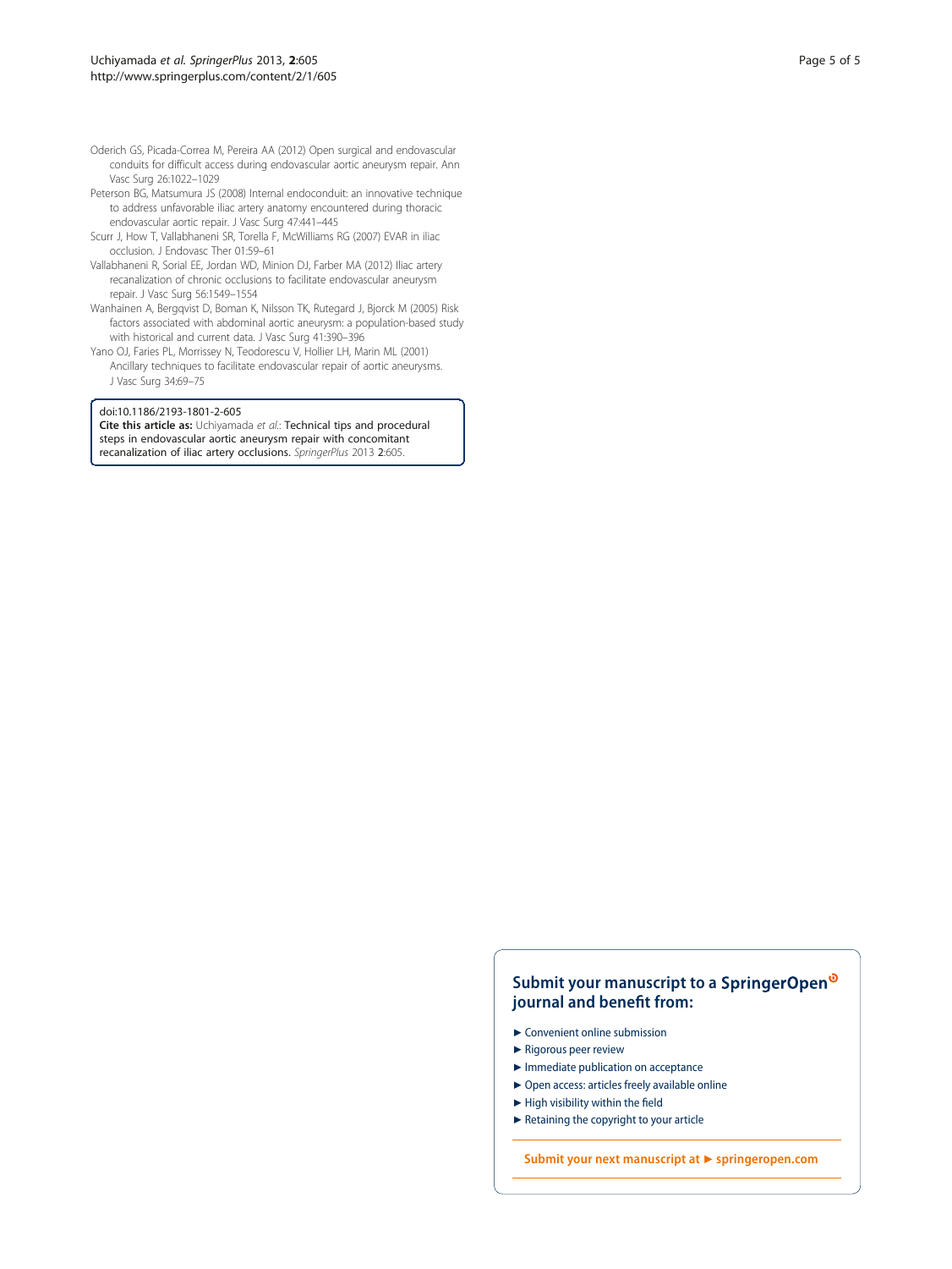Oderich GS, Picada-Correa M, Pereira AA (2012) Open surgical and endovascular conduits for difficult access during endovascular aortic aneurysm repair. Ann Vasc Surg 26:1022–1029

Peterson BG, Matsumura JS (2008) Internal endoconduit: an innovative technique to address unfavorable iliac artery anatomy encountered during thoracic endovascular aortic repair. J Vasc Surg 47:441–445

Scurr J, How T, Vallabhaneni SR, Torella F, McWilliams RG (2007) EVAR in iliac occlusion. J Endovasc Ther 01:59–61

Vallabhaneni R, Sorial EE, Jordan WD, Minion DJ, Farber MA (2012) Iliac artery recanalization of chronic occlusions to facilitate endovascular aneurysm repair. J Vasc Surg 56:1549–1554

Wanhainen A, Bergqvist D, Boman K, Nilsson TK, Rutegard J, Bjorck M (2005) Risk factors associated with abdominal aortic aneurysm: a population-based study with historical and current data. J Vasc Surg 41:390–396

Yano OJ, Faries PL, Morrissey N, Teodorescu V, Hollier LH, Marin ML (2001) Ancillary techniques to facilitate endovascular repair of aortic aneurysms. J Vasc Surg 34:69–75

doi:10.1186/2193-1801-2-605

**Cite this article as:** Uchiyamada *et al.*: Technical tips and procedural steps in endovascular aortic aneurysm repair with concomitant recanalization of iliac artery occlusions. *SpringerPlus* 2013 **2**:605.

**Submit your manuscript to a SpringerOpen journal and benefit from:**

- ► Convenient online submission
- ► Rigorous peer review
- ► Immediate publication on acceptance
- ► Open access: articles freely available online
- ► High visibility within the field
- ► Retaining the copyright to your article

**Submit your next manuscript at ► springeropen.com**